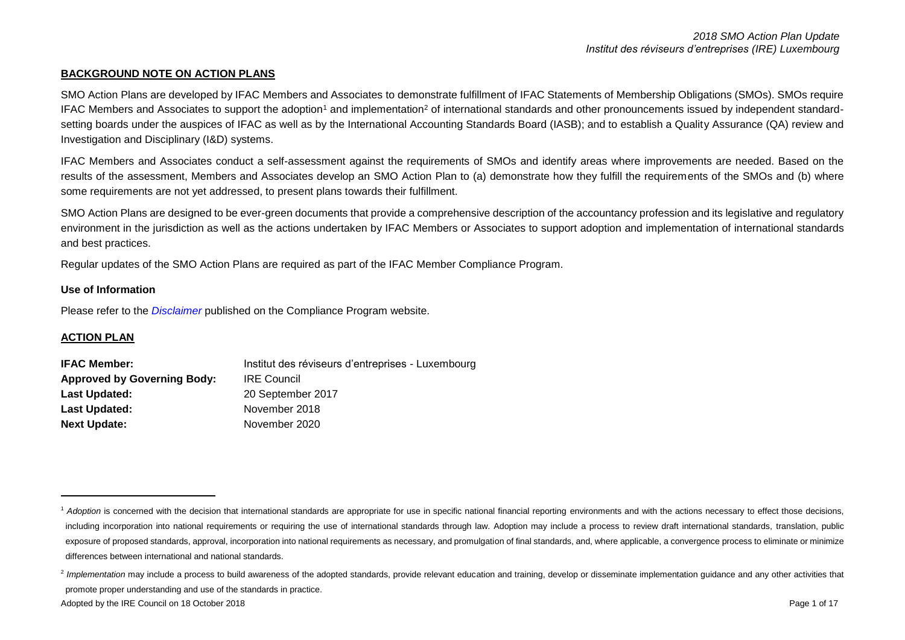## BACKGROUND NOTE ON ACTION PLANS

SMO Action Plans are developed by IFAC Members and Associates to demonstrate fulfillment of IFAC Statements of Membership Obligations (SMOs). SMOs require IFAC Members and Associates to support the adoption[1] and implementation[2] of international standards and other pronouncements issued by independent standard-setting boards under the auspices of IFAC as well as by the International Accounting Standards Board (IASB); and to establish a Quality Assurance (QA) review and Investigation and Disciplinary (I&D) systems.

IFAC Members and Associates conduct a self-assessment against the requirements of SMOs and identify areas where improvements are needed. Based on the results of the assessment, Members and Associates develop an SMO Action Plan to (a) demonstrate how they fulfill the requirements of the SMOs and (b) where some requirements are not yet addressed, to present plans towards their fulfillment.

SMO Action Plans are designed to be ever-green documents that provide a comprehensive description of the accountancy profession and its legislative and regulatory environment in the jurisdiction as well as the actions undertaken by IFAC Members or Associates to support adoption and implementation of international standards and best practices.

Regular updates of the SMO Action Plans are required as part of the IFAC Member Compliance Program.

### Use of Information

Please refer to the *Disclaimer* published on the Compliance Program website.

## ACTION PLAN

| | |
|---|---|
| **IFAC Member:** | Institut des réviseurs d'entreprises - Luxembourg |
| **Approved by Governing Body:** | IRE Council |
| **Last Updated:** | 20 September 2017 |
| **Last Updated:** | November 2018 |
| **Next Update:** | November 2020 |

---

[1] *Adoption* is concerned with the decision that international standards are appropriate for use in specific national financial reporting environments and with the actions necessary to effect those decisions, including incorporation into national requirements or requiring the use of international standards through law. Adoption may include a process to review draft international standards, translation, public exposure of proposed standards, approval, incorporation into national requirements as necessary, and promulgation of final standards, and, where applicable, a convergence process to eliminate or minimize differences between international and national standards.

[2] *Implementation* may include a process to build awareness of the adopted standards, provide relevant education and training, develop or disseminate implementation guidance and any other activities that promote proper understanding and use of the standards in practice.

Adopted by the IRE Council on 18 October 2018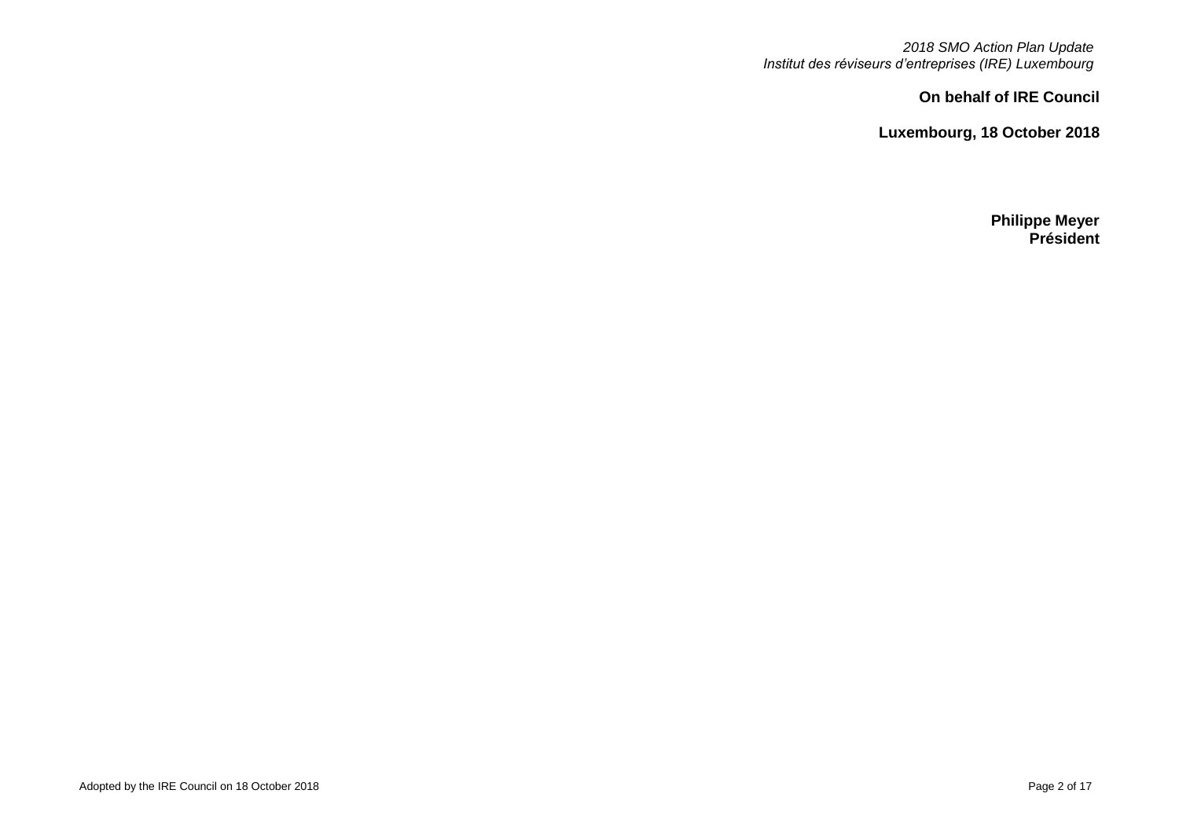**On behalf of IRE Council**

**Luxembourg, 18 October 2018**

**Philippe Meyer**
**Président**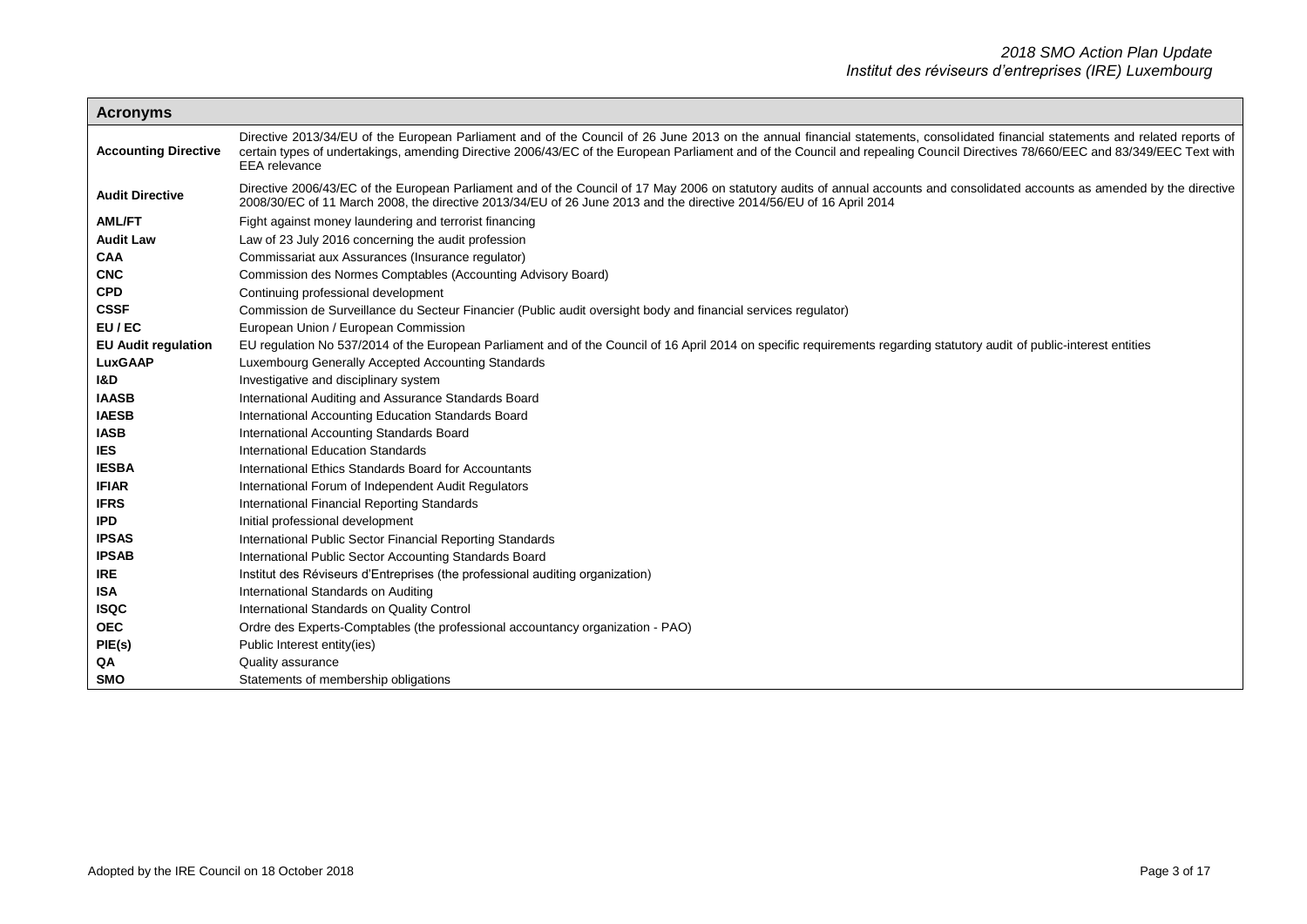| Acronyms | |
|---|---|
| **Accounting Directive** | Directive 2013/34/EU of the European Parliament and of the Council of 26 June 2013 on the annual financial statements, consolidated financial statements and related reports of certain types of undertakings, amending Directive 2006/43/EC of the European Parliament and of the Council and repealing Council Directives 78/660/EEC and 83/349/EEC Text with EEA relevance |
| **Audit Directive** | Directive 2006/43/EC of the European Parliament and of the Council of 17 May 2006 on statutory audits of annual accounts and consolidated accounts as amended by the directive 2008/30/EC of 11 March 2008, the directive 2013/34/EU of 26 June 2013 and the directive 2014/56/EU of 16 April 2014 |
| **AML/FT** | Fight against money laundering and terrorist financing |
| **Audit Law** | Law of 23 July 2016 concerning the audit profession |
| **CAA** | Commissariat aux Assurances (Insurance regulator) |
| **CNC** | Commission des Normes Comptables (Accounting Advisory Board) |
| **CPD** | Continuing professional development |
| **CSSF** | Commission de Surveillance du Secteur Financier (Public audit oversight body and financial services regulator) |
| **EU / EC** | European Union / European Commission |
| **EU Audit regulation** | EU regulation No 537/2014 of the European Parliament and of the Council of 16 April 2014 on specific requirements regarding statutory audit of public-interest entities |
| **LuxGAAP** | Luxembourg Generally Accepted Accounting Standards |
| **I&D** | Investigative and disciplinary system |
| **IAASB** | International Auditing and Assurance Standards Board |
| **IAESB** | International Accounting Education Standards Board |
| **IASB** | International Accounting Standards Board |
| **IES** | International Education Standards |
| **IESBA** | International Ethics Standards Board for Accountants |
| **IFIAR** | International Forum of Independent Audit Regulators |
| **IFRS** | International Financial Reporting Standards |
| **IPD** | Initial professional development |
| **IPSAS** | International Public Sector Financial Reporting Standards |
| **IPSAB** | International Public Sector Accounting Standards Board |
| **IRE** | Institut des Réviseurs d'Entreprises (the professional auditing organization) |
| **ISA** | International Standards on Auditing |
| **ISQC** | International Standards on Quality Control |
| **OEC** | Ordre des Experts-Comptables (the professional accountancy organization - PAO) |
| **PIE(s)** | Public Interest entity(ies) |
| **QA** | Quality assurance |
| **SMO** | Statements of membership obligations |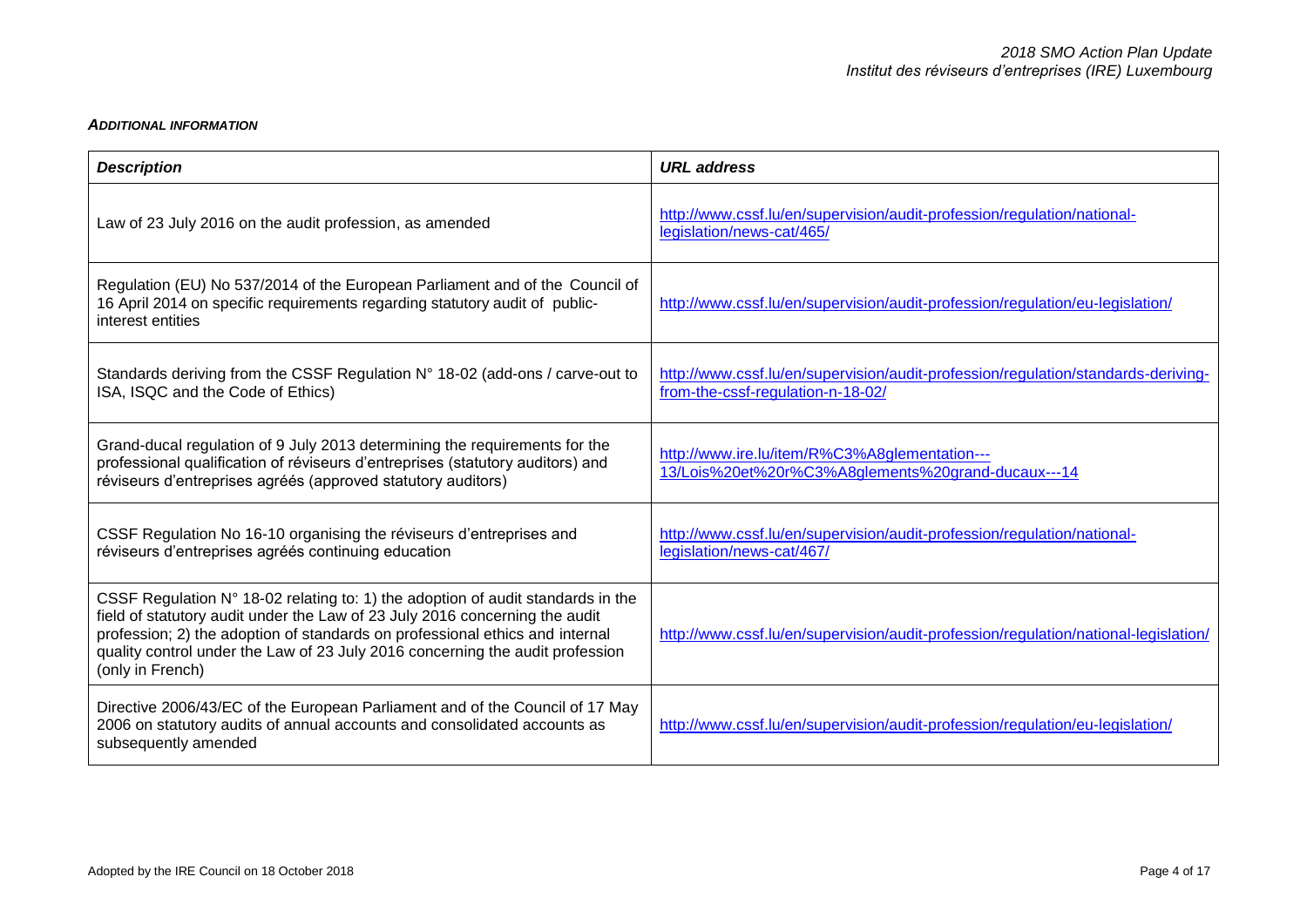***ADDITIONAL INFORMATION***

| *Description* | *URL address* |
|---|---|
| Law of 23 July 2016 on the audit profession, as amended | http://www.cssf.lu/en/supervision/audit-profession/regulation/national-legislation/news-cat/465/ |
| Regulation (EU) No 537/2014 of the European Parliament and of the Council of 16 April 2014 on specific requirements regarding statutory audit of public-interest entities | http://www.cssf.lu/en/supervision/audit-profession/regulation/eu-legislation/ |
| Standards deriving from the CSSF Regulation N° 18-02 (add-ons / carve-out to ISA, ISQC and the Code of Ethics) | http://www.cssf.lu/en/supervision/audit-profession/regulation/standards-deriving-from-the-cssf-regulation-n-18-02/ |
| Grand-ducal regulation of 9 July 2013 determining the requirements for the professional qualification of réviseurs d'entreprises (statutory auditors) and réviseurs d'entreprises agréés (approved statutory auditors) | http://www.ire.lu/item/R%C3%A8glementation---13/Lois%20et%20r%C3%A8glements%20grand-ducaux---14 |
| CSSF Regulation No 16-10 organising the réviseurs d'entreprises and réviseurs d'entreprises agréés continuing education | http://www.cssf.lu/en/supervision/audit-profession/regulation/national-legislation/news-cat/467/ |
| CSSF Regulation N° 18-02 relating to: 1) the adoption of audit standards in the field of statutory audit under the Law of 23 July 2016 concerning the audit profession; 2) the adoption of standards on professional ethics and internal quality control under the Law of 23 July 2016 concerning the audit profession (only in French) | http://www.cssf.lu/en/supervision/audit-profession/regulation/national-legislation/ |
| Directive 2006/43/EC of the European Parliament and of the Council of 17 May 2006 on statutory audits of annual accounts and consolidated accounts as subsequently amended | http://www.cssf.lu/en/supervision/audit-profession/regulation/eu-legislation/ |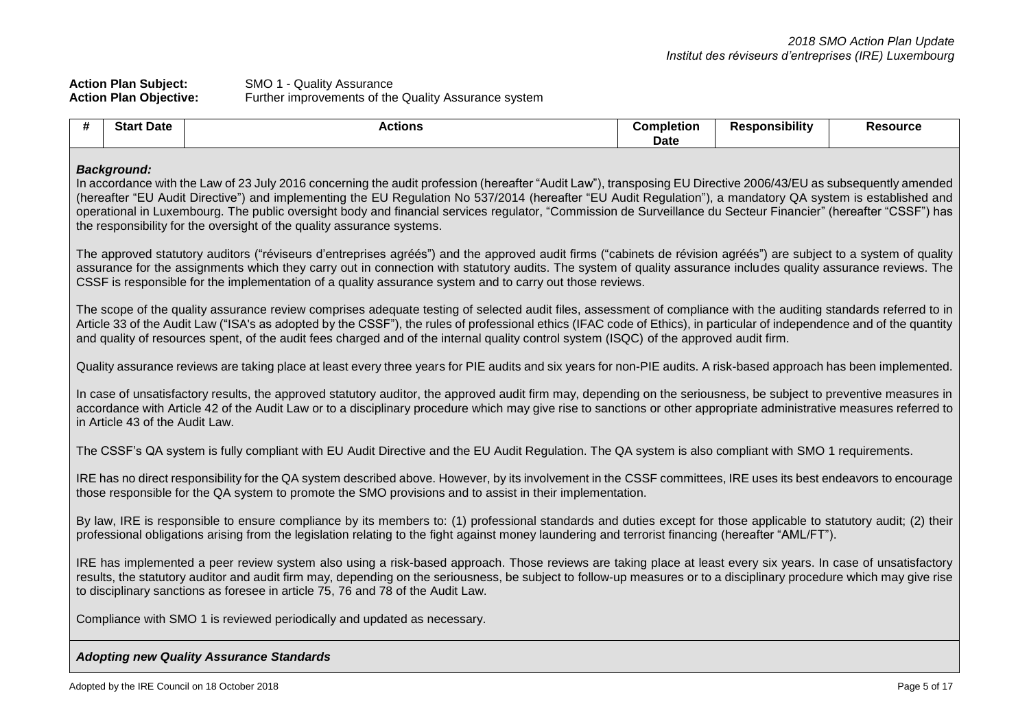**Action Plan Subject:** SMO 1 - Quality Assurance
**Action Plan Objective:** Further improvements of the Quality Assurance system

| # | Start Date | Actions | Completion Date | Responsibility | Resource |
|---|---|---|---|---|---|

***Background:***

In accordance with the Law of 23 July 2016 concerning the audit profession (hereafter "Audit Law"), transposing EU Directive 2006/43/EU as subsequently amended (hereafter "EU Audit Directive") and implementing the EU Regulation No 537/2014 (hereafter "EU Audit Regulation"), a mandatory QA system is established and operational in Luxembourg. The public oversight body and financial services regulator, "Commission de Surveillance du Secteur Financier" (hereafter "CSSF") has the responsibility for the oversight of the quality assurance systems.

The approved statutory auditors ("réviseurs d'entreprises agréés") and the approved audit firms ("cabinets de révision agréés") are subject to a system of quality assurance for the assignments which they carry out in connection with statutory audits. The system of quality assurance includes quality assurance reviews. The CSSF is responsible for the implementation of a quality assurance system and to carry out those reviews.

The scope of the quality assurance review comprises adequate testing of selected audit files, assessment of compliance with the auditing standards referred to in Article 33 of the Audit Law ("ISA's as adopted by the CSSF"), the rules of professional ethics (IFAC code of Ethics), in particular of independence and of the quantity and quality of resources spent, of the audit fees charged and of the internal quality control system (ISQC) of the approved audit firm.

Quality assurance reviews are taking place at least every three years for PIE audits and six years for non-PIE audits. A risk-based approach has been implemented.

In case of unsatisfactory results, the approved statutory auditor, the approved audit firm may, depending on the seriousness, be subject to preventive measures in accordance with Article 42 of the Audit Law or to a disciplinary procedure which may give rise to sanctions or other appropriate administrative measures referred to in Article 43 of the Audit Law.

The CSSF's QA system is fully compliant with EU Audit Directive and the EU Audit Regulation. The QA system is also compliant with SMO 1 requirements.

IRE has no direct responsibility for the QA system described above. However, by its involvement in the CSSF committees, IRE uses its best endeavors to encourage those responsible for the QA system to promote the SMO provisions and to assist in their implementation.

By law, IRE is responsible to ensure compliance by its members to: (1) professional standards and duties except for those applicable to statutory audit; (2) their professional obligations arising from the legislation relating to the fight against money laundering and terrorist financing (hereafter "AML/FT").

IRE has implemented a peer review system also using a risk-based approach. Those reviews are taking place at least every six years. In case of unsatisfactory results, the statutory auditor and audit firm may, depending on the seriousness, be subject to follow-up measures or to a disciplinary procedure which may give rise to disciplinary sanctions as foresee in article 75, 76 and 78 of the Audit Law.

Compliance with SMO 1 is reviewed periodically and updated as necessary.

***Adopting new Quality Assurance Standards***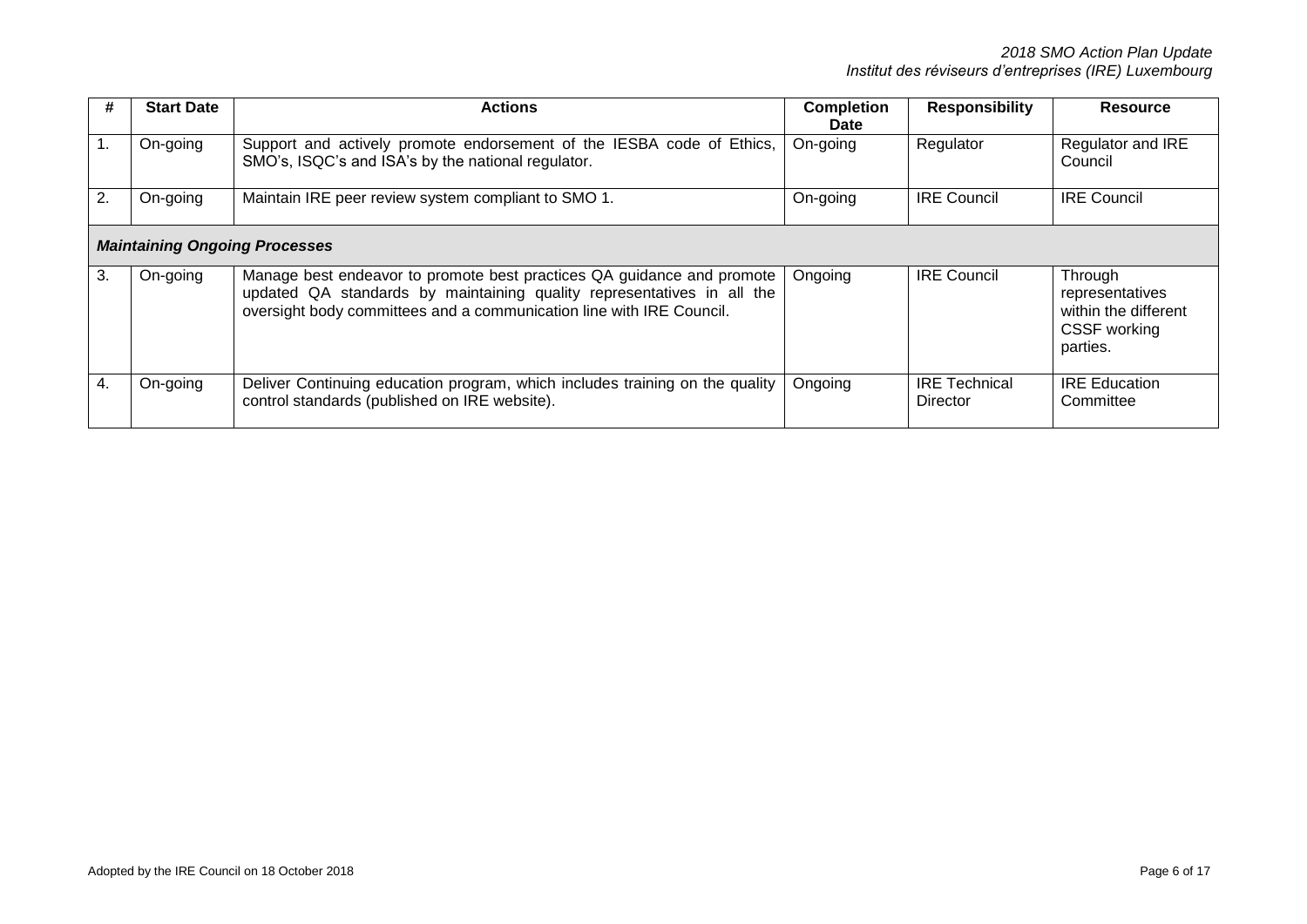| # | Start Date | Actions | Completion Date | Responsibility | Resource |
|---|---|---|---|---|---|
| 1. | On-going | Support and actively promote endorsement of the IESBA code of Ethics, SMO's, ISQC's and ISA's by the national regulator. | On-going | Regulator | Regulator and IRE Council |
| 2. | On-going | Maintain IRE peer review system compliant to SMO 1. | On-going | IRE Council | IRE Council |
| ***Maintaining Ongoing Processes*** | | | | | |
| 3. | On-going | Manage best endeavor to promote best practices QA guidance and promote updated QA standards by maintaining quality representatives in all the oversight body committees and a communication line with IRE Council. | Ongoing | IRE Council | Through representatives within the different CSSF working parties. |
| 4. | On-going | Deliver Continuing education program, which includes training on the quality control standards (published on IRE website). | Ongoing | IRE Technical Director | IRE Education Committee |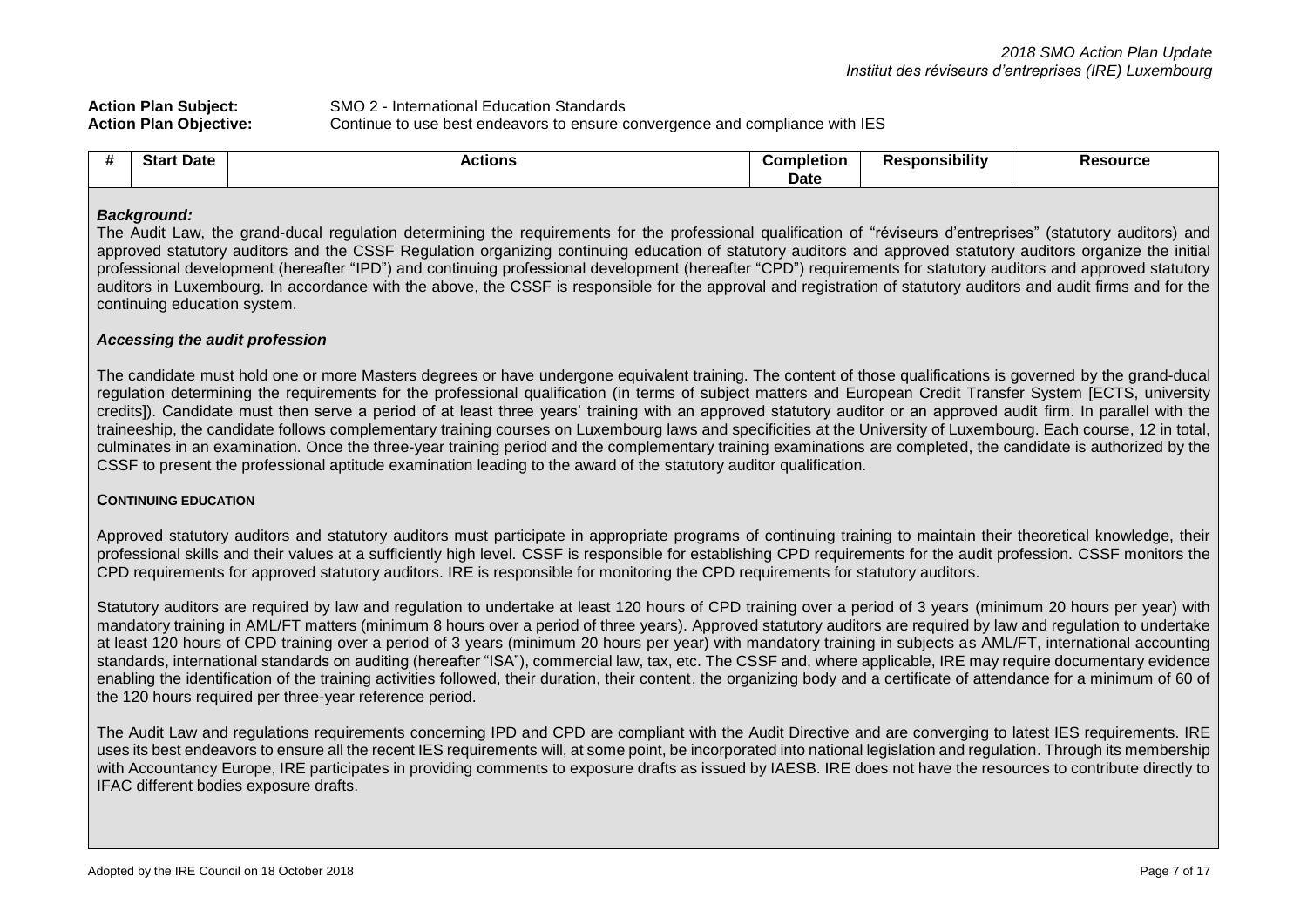**Action Plan Subject:** SMO 2 - International Education Standards
**Action Plan Objective:** Continue to use best endeavors to ensure convergence and compliance with IES

| # | Start Date | Actions | Completion Date | Responsibility | Resource |
|---|---|---|---|---|---|

***Background:***

The Audit Law, the grand-ducal regulation determining the requirements for the professional qualification of "réviseurs d'entreprises" (statutory auditors) and approved statutory auditors and the CSSF Regulation organizing continuing education of statutory auditors and approved statutory auditors organize the initial professional development (hereafter "IPD") and continuing professional development (hereafter "CPD") requirements for statutory auditors and approved statutory auditors in Luxembourg. In accordance with the above, the CSSF is responsible for the approval and registration of statutory auditors and audit firms and for the continuing education system.

***Accessing the audit profession***

The candidate must hold one or more Masters degrees or have undergone equivalent training. The content of those qualifications is governed by the grand-ducal regulation determining the requirements for the professional qualification (in terms of subject matters and European Credit Transfer System [ECTS, university credits]). Candidate must then serve a period of at least three years' training with an approved statutory auditor or an approved audit firm. In parallel with the traineeship, the candidate follows complementary training courses on Luxembourg laws and specificities at the University of Luxembourg. Each course, 12 in total, culminates in an examination. Once the three-year training period and the complementary training examinations are completed, the candidate is authorized by the CSSF to present the professional aptitude examination leading to the award of the statutory auditor qualification.

**CONTINUING EDUCATION**

Approved statutory auditors and statutory auditors must participate in appropriate programs of continuing training to maintain their theoretical knowledge, their professional skills and their values at a sufficiently high level. CSSF is responsible for establishing CPD requirements for the audit profession. CSSF monitors the CPD requirements for approved statutory auditors. IRE is responsible for monitoring the CPD requirements for statutory auditors.

Statutory auditors are required by law and regulation to undertake at least 120 hours of CPD training over a period of 3 years (minimum 20 hours per year) with mandatory training in AML/FT matters (minimum 8 hours over a period of three years). Approved statutory auditors are required by law and regulation to undertake at least 120 hours of CPD training over a period of 3 years (minimum 20 hours per year) with mandatory training in subjects as AML/FT, international accounting standards, international standards on auditing (hereafter "ISA"), commercial law, tax, etc. The CSSF and, where applicable, IRE may require documentary evidence enabling the identification of the training activities followed, their duration, their content, the organizing body and a certificate of attendance for a minimum of 60 of the 120 hours required per three-year reference period.

The Audit Law and regulations requirements concerning IPD and CPD are compliant with the Audit Directive and are converging to latest IES requirements. IRE uses its best endeavors to ensure all the recent IES requirements will, at some point, be incorporated into national legislation and regulation. Through its membership with Accountancy Europe, IRE participates in providing comments to exposure drafts as issued by IAESB. IRE does not have the resources to contribute directly to IFAC different bodies exposure drafts.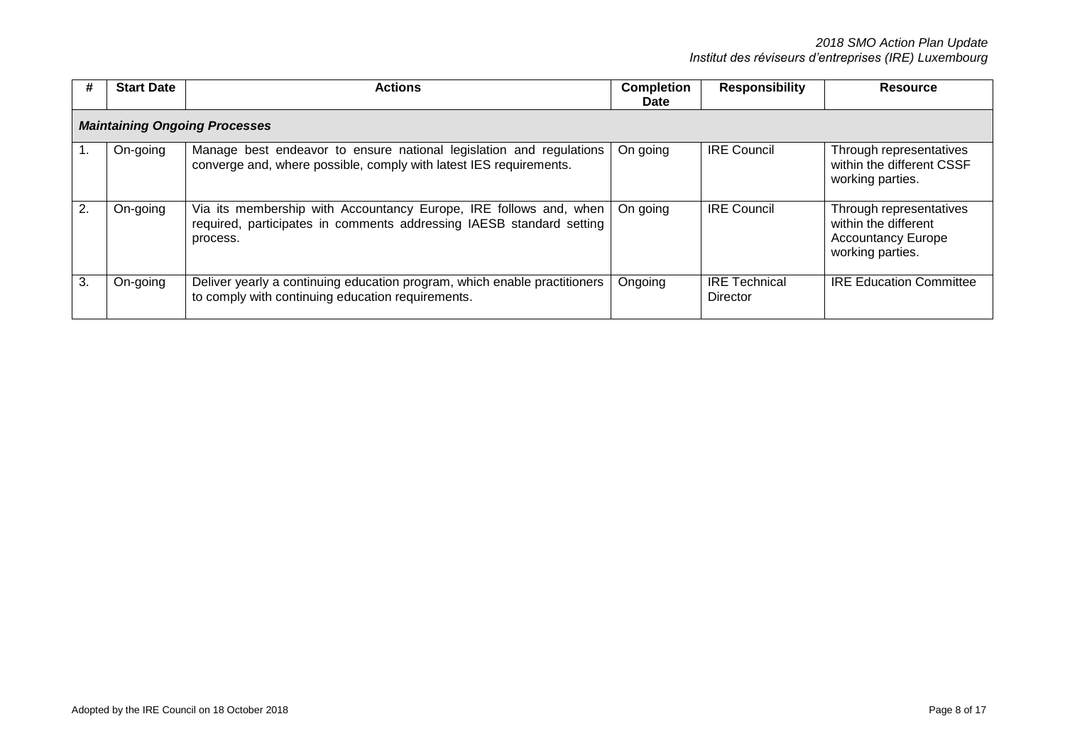| # | Start Date | Actions | Completion Date | Responsibility | Resource |
|---|---|---|---|---|---|
| ***Maintaining Ongoing Processes*** | | | | | |
| 1. | On-going | Manage best endeavor to ensure national legislation and regulations converge and, where possible, comply with latest IES requirements. | On going | IRE Council | Through representatives within the different CSSF working parties. |
| 2. | On-going | Via its membership with Accountancy Europe, IRE follows and, when required, participates in comments addressing IAESB standard setting process. | On going | IRE Council | Through representatives within the different Accountancy Europe working parties. |
| 3. | On-going | Deliver yearly a continuing education program, which enable practitioners to comply with continuing education requirements. | Ongoing | IRE Technical Director | IRE Education Committee |

Adopted by the IRE Council on 18 October 2018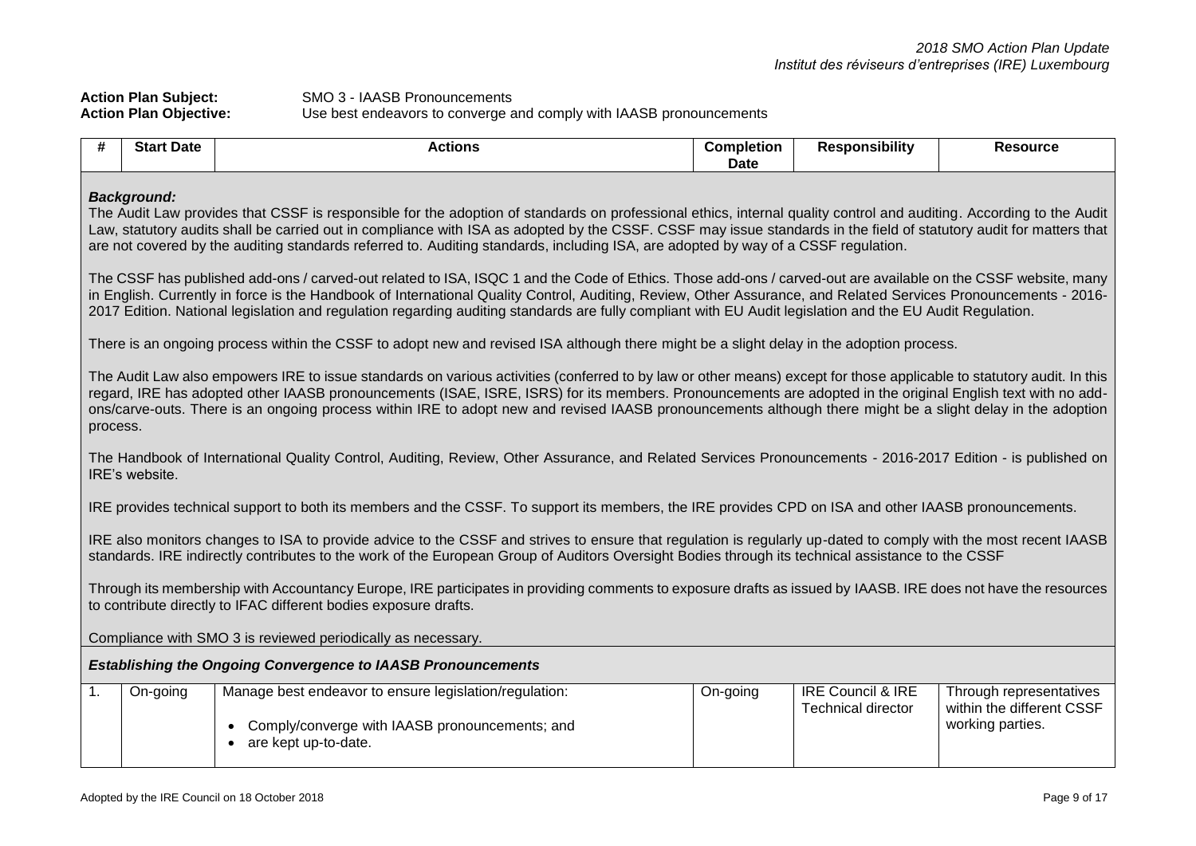**Action Plan Subject:** SMO 3 - IAASB Pronouncements
**Action Plan Objective:** Use best endeavors to converge and comply with IAASB pronouncements

| # | Start Date | Actions | Completion Date | Responsibility | Resource |
|---|---|---|---|---|---|

***Background:***

The Audit Law provides that CSSF is responsible for the adoption of standards on professional ethics, internal quality control and auditing. According to the Audit Law, statutory audits shall be carried out in compliance with ISA as adopted by the CSSF. CSSF may issue standards in the field of statutory audit for matters that are not covered by the auditing standards referred to. Auditing standards, including ISA, are adopted by way of a CSSF regulation.

The CSSF has published add-ons / carved-out related to ISA, ISQC 1 and the Code of Ethics. Those add-ons / carved-out are available on the CSSF website, many in English. Currently in force is the Handbook of International Quality Control, Auditing, Review, Other Assurance, and Related Services Pronouncements - 2016-2017 Edition. National legislation and regulation regarding auditing standards are fully compliant with EU Audit legislation and the EU Audit Regulation.

There is an ongoing process within the CSSF to adopt new and revised ISA although there might be a slight delay in the adoption process.

The Audit Law also empowers IRE to issue standards on various activities (conferred to by law or other means) except for those applicable to statutory audit. In this regard, IRE has adopted other IAASB pronouncements (ISAE, ISRE, ISRS) for its members. Pronouncements are adopted in the original English text with no add-ons/carve-outs. There is an ongoing process within IRE to adopt new and revised IAASB pronouncements although there might be a slight delay in the adoption process.

The Handbook of International Quality Control, Auditing, Review, Other Assurance, and Related Services Pronouncements - 2016-2017 Edition - is published on IRE's website.

IRE provides technical support to both its members and the CSSF. To support its members, the IRE provides CPD on ISA and other IAASB pronouncements.

IRE also monitors changes to ISA to provide advice to the CSSF and strives to ensure that regulation is regularly up-dated to comply with the most recent IAASB standards. IRE indirectly contributes to the work of the European Group of Auditors Oversight Bodies through its technical assistance to the CSSF

Through its membership with Accountancy Europe, IRE participates in providing comments to exposure drafts as issued by IAASB. IRE does not have the resources to contribute directly to IFAC different bodies exposure drafts.

Compliance with SMO 3 is reviewed periodically as necessary.

***Establishing the Ongoing Convergence to IAASB Pronouncements***

| # | Start Date | Actions | Completion Date | Responsibility | Resource |
|---|---|---|---|---|---|
| 1. | On-going | Manage best endeavor to ensure legislation/regulation:<br>• Comply/converge with IAASB pronouncements; and<br>• are kept up-to-date. | On-going | IRE Council & IRE Technical director | Through representatives within the different CSSF working parties. |

Adopted by the IRE Council on 18 October 2018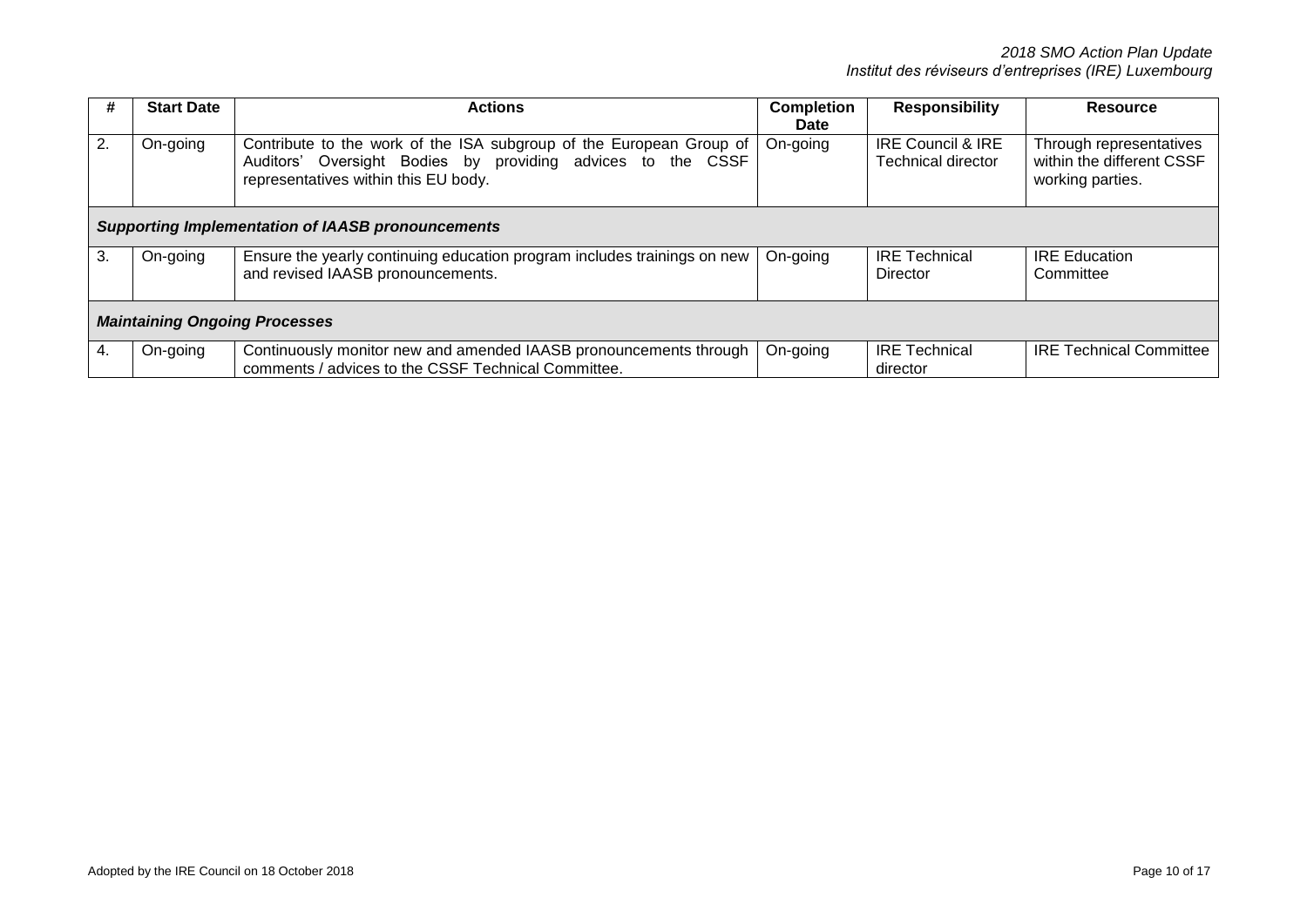| # | Start Date | Actions | Completion Date | Responsibility | Resource |
|---|---|---|---|---|---|
| 2. | On-going | Contribute to the work of the ISA subgroup of the European Group of Auditors' Oversight Bodies by providing advices to the CSSF representatives within this EU body. | On-going | IRE Council & IRE Technical director | Through representatives within the different CSSF working parties. |
| ***Supporting Implementation of IAASB pronouncements*** | | | | | |
| 3. | On-going | Ensure the yearly continuing education program includes trainings on new and revised IAASB pronouncements. | On-going | IRE Technical Director | IRE Education Committee |
| ***Maintaining Ongoing Processes*** | | | | | |
| 4. | On-going | Continuously monitor new and amended IAASB pronouncements through comments / advices to the CSSF Technical Committee. | On-going | IRE Technical director | IRE Technical Committee |

Adopted by the IRE Council on 18 October 2018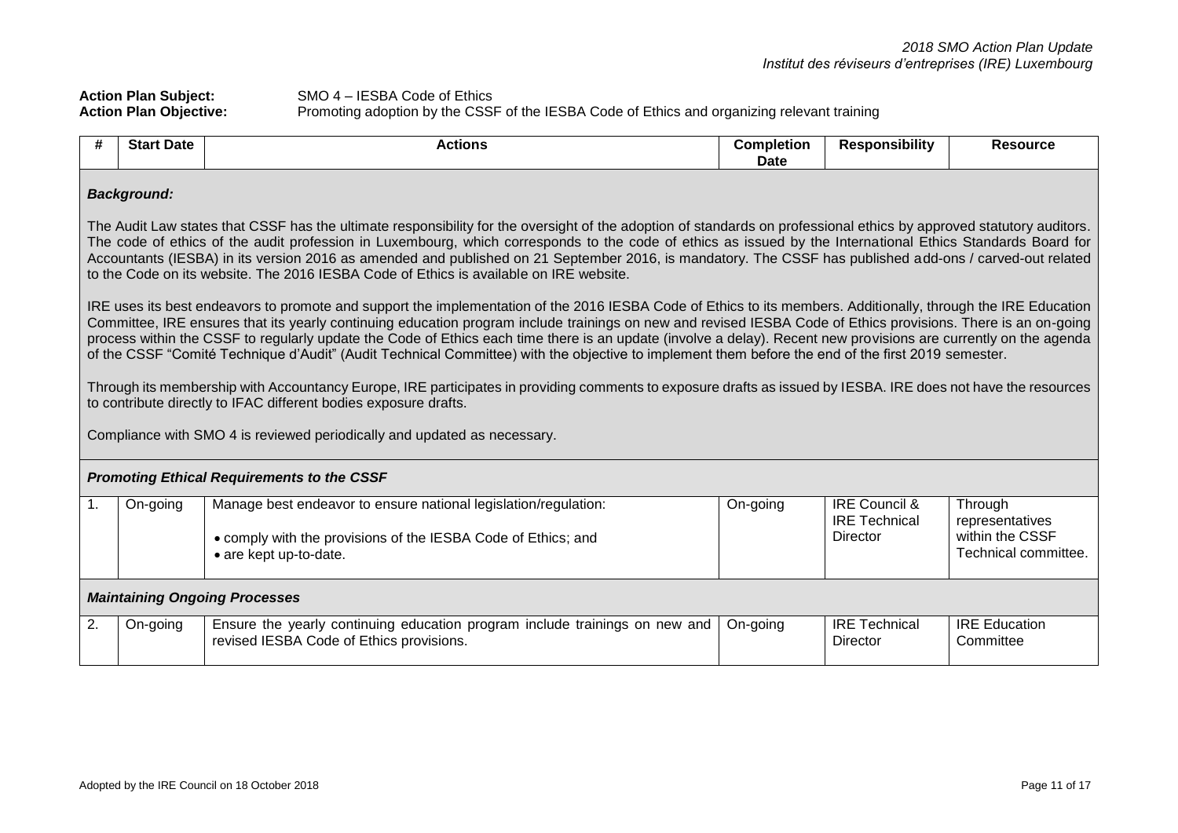**Action Plan Subject:** SMO 4 – IESBA Code of Ethics
**Action Plan Objective:** Promoting adoption by the CSSF of the IESBA Code of Ethics and organizing relevant training

| # | Start Date | Actions | Completion Date | Responsibility | Resource |
|---|---|---|---|---|---|
| ***Background:*** | | | | | |
| The Audit Law states that CSSF has the ultimate responsibility for the oversight of the adoption of standards on professional ethics by approved statutory auditors. The code of ethics of the audit profession in Luxembourg, which corresponds to the code of ethics as issued by the International Ethics Standards Board for Accountants (IESBA) in its version 2016 as amended and published on 21 September 2016, is mandatory. The CSSF has published add-ons / carved-out related to the Code on its website. The 2016 IESBA Code of Ethics is available on IRE website. | | | | | |
| IRE uses its best endeavors to promote and support the implementation of the 2016 IESBA Code of Ethics to its members. Additionally, through the IRE Education Committee, IRE ensures that its yearly continuing education program include trainings on new and revised IESBA Code of Ethics provisions. There is an on-going process within the CSSF to regularly update the Code of Ethics each time there is an update (involve a delay). Recent new provisions are currently on the agenda of the CSSF "Comité Technique d'Audit" (Audit Technical Committee) with the objective to implement them before the end of the first 2019 semester. | | | | | |
| Through its membership with Accountancy Europe, IRE participates in providing comments to exposure drafts as issued by IESBA. IRE does not have the resources to contribute directly to IFAC different bodies exposure drafts. | | | | | |
| Compliance with SMO 4 is reviewed periodically and updated as necessary. | | | | | |
| ***Promoting Ethical Requirements to the CSSF*** | | | | | |
| 1. | On-going | Manage best endeavor to ensure national legislation/regulation:<br>• comply with the provisions of the IESBA Code of Ethics; and<br>• are kept up-to-date. | On-going | IRE Council & IRE Technical Director | Through representatives within the CSSF Technical committee. |
| ***Maintaining Ongoing Processes*** | | | | | |
| 2. | On-going | Ensure the yearly continuing education program include trainings on new and revised IESBA Code of Ethics provisions. | On-going | IRE Technical Director | IRE Education Committee |

Adopted by the IRE Council on 18 October 2018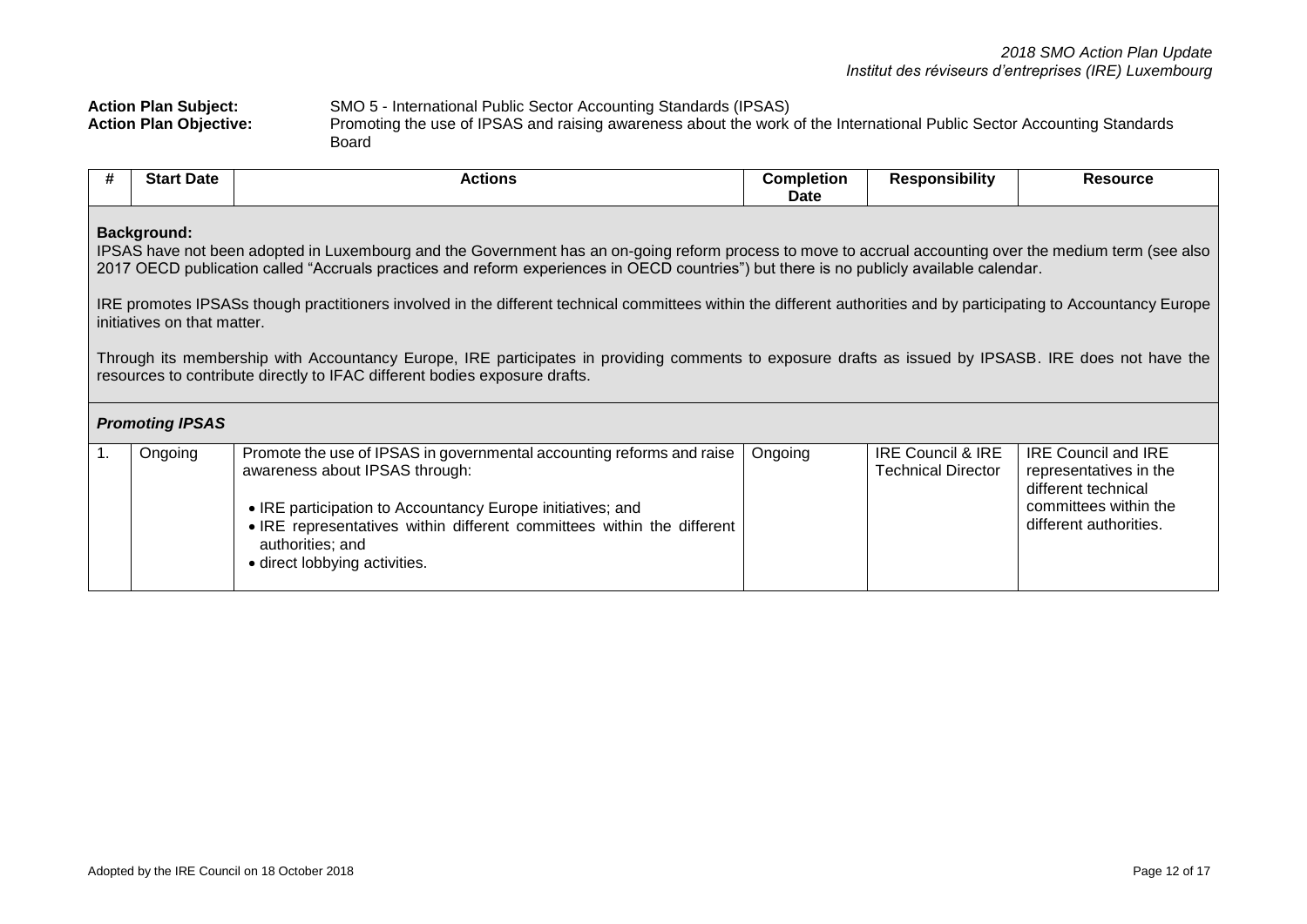**Action Plan Subject:** SMO 5 - International Public Sector Accounting Standards (IPSAS)
**Action Plan Objective:** Promoting the use of IPSAS and raising awareness about the work of the International Public Sector Accounting Standards Board

| # | Start Date | Actions | Completion Date | Responsibility | Resource |
|---|---|---|---|---|---|
| **Background:**<br>IPSAS have not been adopted in Luxembourg and the Government has an on-going reform process to move to accrual accounting over the medium term (see also 2017 OECD publication called "Accruals practices and reform experiences in OECD countries") but there is no publicly available calendar.<br><br>IRE promotes IPSASs though practitioners involved in the different technical committees within the different authorities and by participating to Accountancy Europe initiatives on that matter.<br><br>Through its membership with Accountancy Europe, IRE participates in providing comments to exposure drafts as issued by IPSASB. IRE does not have the resources to contribute directly to IFAC different bodies exposure drafts. | | | | | |
| ***Promoting IPSAS*** | | | | | |
| 1. | Ongoing | Promote the use of IPSAS in governmental accounting reforms and raise awareness about IPSAS through:<br><br>• IRE participation to Accountancy Europe initiatives; and<br>• IRE representatives within different committees within the different authorities; and<br>• direct lobbying activities. | Ongoing | IRE Council & IRE Technical Director | IRE Council and IRE representatives in the different technical committees within the different authorities. |

Adopted by the IRE Council on 18 October 2018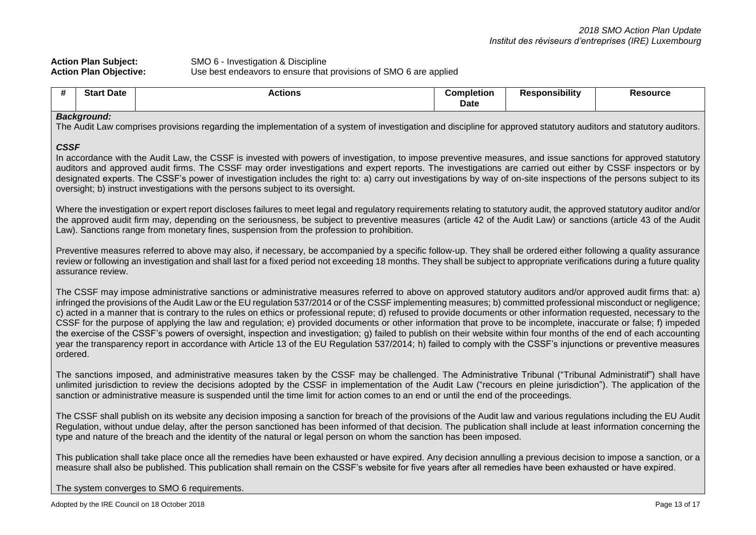**Action Plan Subject:** SMO 6 - Investigation & Discipline
**Action Plan Objective:** Use best endeavors to ensure that provisions of SMO 6 are applied

| # | Start Date | Actions | Completion Date | Responsibility | Resource |
|---|---|---|---|---|---|

***Background:***

The Audit Law comprises provisions regarding the implementation of a system of investigation and discipline for approved statutory auditors and statutory auditors.

***CSSF***

In accordance with the Audit Law, the CSSF is invested with powers of investigation, to impose preventive measures, and issue sanctions for approved statutory auditors and approved audit firms. The CSSF may order investigations and expert reports. The investigations are carried out either by CSSF inspectors or by designated experts. The CSSF's power of investigation includes the right to: a) carry out investigations by way of on-site inspections of the persons subject to its oversight; b) instruct investigations with the persons subject to its oversight.

Where the investigation or expert report discloses failures to meet legal and regulatory requirements relating to statutory audit, the approved statutory auditor and/or the approved audit firm may, depending on the seriousness, be subject to preventive measures (article 42 of the Audit Law) or sanctions (article 43 of the Audit Law). Sanctions range from monetary fines, suspension from the profession to prohibition.

Preventive measures referred to above may also, if necessary, be accompanied by a specific follow-up. They shall be ordered either following a quality assurance review or following an investigation and shall last for a fixed period not exceeding 18 months. They shall be subject to appropriate verifications during a future quality assurance review.

The CSSF may impose administrative sanctions or administrative measures referred to above on approved statutory auditors and/or approved audit firms that: a) infringed the provisions of the Audit Law or the EU regulation 537/2014 or of the CSSF implementing measures; b) committed professional misconduct or negligence; c) acted in a manner that is contrary to the rules on ethics or professional repute; d) refused to provide documents or other information requested, necessary to the CSSF for the purpose of applying the law and regulation; e) provided documents or other information that prove to be incomplete, inaccurate or false; f) impeded the exercise of the CSSF's powers of oversight, inspection and investigation; g) failed to publish on their website within four months of the end of each accounting year the transparency report in accordance with Article 13 of the EU Regulation 537/2014; h) failed to comply with the CSSF's injunctions or preventive measures ordered.

The sanctions imposed, and administrative measures taken by the CSSF may be challenged. The Administrative Tribunal ("Tribunal Administratif") shall have unlimited jurisdiction to review the decisions adopted by the CSSF in implementation of the Audit Law ("recours en pleine jurisdiction"). The application of the sanction or administrative measure is suspended until the time limit for action comes to an end or until the end of the proceedings.

The CSSF shall publish on its website any decision imposing a sanction for breach of the provisions of the Audit law and various regulations including the EU Audit Regulation, without undue delay, after the person sanctioned has been informed of that decision. The publication shall include at least information concerning the type and nature of the breach and the identity of the natural or legal person on whom the sanction has been imposed.

This publication shall take place once all the remedies have been exhausted or have expired. Any decision annulling a previous decision to impose a sanction, or a measure shall also be published. This publication shall remain on the CSSF's website for five years after all remedies have been exhausted or have expired.

The system converges to SMO 6 requirements.

Adopted by the IRE Council on 18 October 2018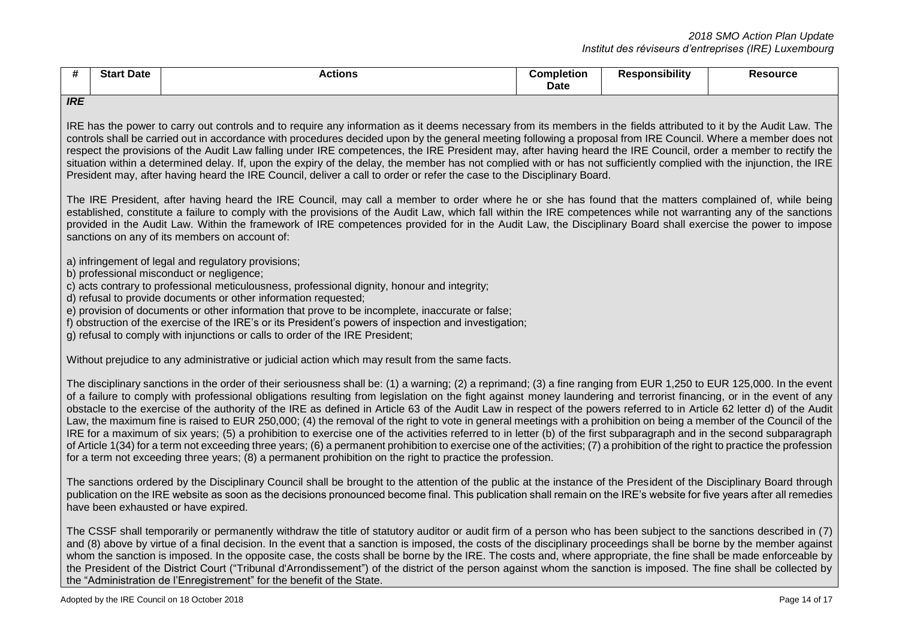| # | Start Date | Actions | Completion Date | Responsibility | Resource |
|---|---|---|---|---|---|

***IRE***

IRE has the power to carry out controls and to require any information as it deems necessary from its members in the fields attributed to it by the Audit Law. The controls shall be carried out in accordance with procedures decided upon by the general meeting following a proposal from IRE Council. Where a member does not respect the provisions of the Audit Law falling under IRE competences, the IRE President may, after having heard the IRE Council, order a member to rectify the situation within a determined delay. If, upon the expiry of the delay, the member has not complied with or has not sufficiently complied with the injunction, the IRE President may, after having heard the IRE Council, deliver a call to order or refer the case to the Disciplinary Board.

The IRE President, after having heard the IRE Council, may call a member to order where he or she has found that the matters complained of, while being established, constitute a failure to comply with the provisions of the Audit Law, which fall within the IRE competences while not warranting any of the sanctions provided in the Audit Law. Within the framework of IRE competences provided for in the Audit Law, the Disciplinary Board shall exercise the power to impose sanctions on any of its members on account of:

a) infringement of legal and regulatory provisions;
b) professional misconduct or negligence;
c) acts contrary to professional meticulousness, professional dignity, honour and integrity;
d) refusal to provide documents or other information requested;
e) provision of documents or other information that prove to be incomplete, inaccurate or false;
f) obstruction of the exercise of the IRE's or its President's powers of inspection and investigation;
g) refusal to comply with injunctions or calls to order of the IRE President;

Without prejudice to any administrative or judicial action which may result from the same facts.

The disciplinary sanctions in the order of their seriousness shall be: (1) a warning; (2) a reprimand; (3) a fine ranging from EUR 1,250 to EUR 125,000. In the event of a failure to comply with professional obligations resulting from legislation on the fight against money laundering and terrorist financing, or in the event of any obstacle to the exercise of the authority of the IRE as defined in Article 63 of the Audit Law in respect of the powers referred to in Article 62 letter d) of the Audit Law, the maximum fine is raised to EUR 250,000; (4) the removal of the right to vote in general meetings with a prohibition on being a member of the Council of the IRE for a maximum of six years; (5) a prohibition to exercise one of the activities referred to in letter (b) of the first subparagraph and in the second subparagraph of Article 1(34) for a term not exceeding three years; (6) a permanent prohibition to exercise one of the activities; (7) a prohibition of the right to practice the profession for a term not exceeding three years; (8) a permanent prohibition on the right to practice the profession.

The sanctions ordered by the Disciplinary Council shall be brought to the attention of the public at the instance of the President of the Disciplinary Board through publication on the IRE website as soon as the decisions pronounced become final. This publication shall remain on the IRE's website for five years after all remedies have been exhausted or have expired.

The CSSF shall temporarily or permanently withdraw the title of statutory auditor or audit firm of a person who has been subject to the sanctions described in (7) and (8) above by virtue of a final decision. In the event that a sanction is imposed, the costs of the disciplinary proceedings shall be borne by the member against whom the sanction is imposed. In the opposite case, the costs shall be borne by the IRE. The costs and, where appropriate, the fine shall be made enforceable by the President of the District Court ("Tribunal d'Arrondissement") of the district of the person against whom the sanction is imposed. The fine shall be collected by the "Administration de l'Enregistrement" for the benefit of the State.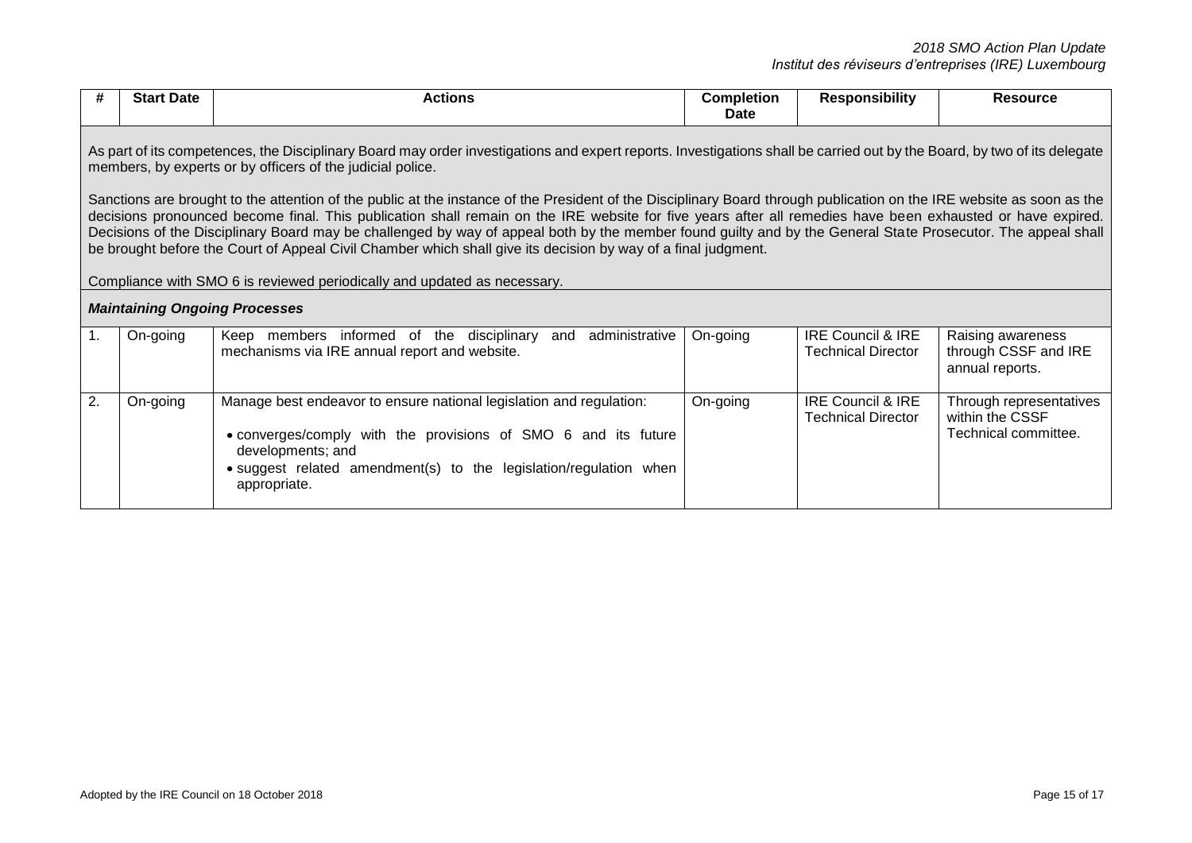| # | Start Date | Actions | Completion Date | Responsibility | Resource |
|---|---|---|---|---|---|
| As part of its competences, the Disciplinary Board may order investigations and expert reports. Investigations shall be carried out by the Board, by two of its delegate members, by experts or by officers of the judicial police.<br><br>Sanctions are brought to the attention of the public at the instance of the President of the Disciplinary Board through publication on the IRE website as soon as the decisions pronounced become final. This publication shall remain on the IRE website for five years after all remedies have been exhausted or have expired. Decisions of the Disciplinary Board may be challenged by way of appeal both by the member found guilty and by the General State Prosecutor. The appeal shall be brought before the Court of Appeal Civil Chamber which shall give its decision by way of a final judgment.<br><br>Compliance with SMO 6 is reviewed periodically and updated as necessary. | | | | | |
| ***Maintaining Ongoing Processes*** | | | | | |
| 1. | On-going | Keep members informed of the disciplinary and administrative mechanisms via IRE annual report and website. | On-going | IRE Council & IRE Technical Director | Raising awareness through CSSF and IRE annual reports. |
| 2. | On-going | Manage best endeavor to ensure national legislation and regulation:<br>• converges/comply with the provisions of SMO 6 and its future developments; and<br>• suggest related amendment(s) to the legislation/regulation when appropriate. | On-going | IRE Council & IRE Technical Director | Through representatives within the CSSF Technical committee. |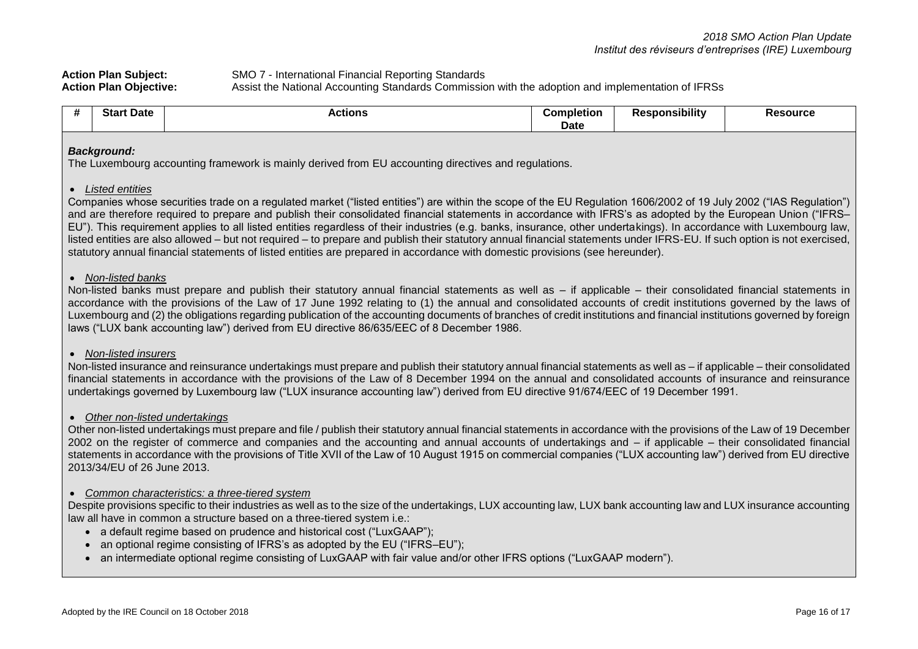**Action Plan Subject:** SMO 7 - International Financial Reporting Standards
**Action Plan Objective:** Assist the National Accounting Standards Commission with the adoption and implementation of IFRSs

| # | Start Date | Actions | Completion Date | Responsibility | Resource |
|---|---|---|---|---|---|

***Background:***

The Luxembourg accounting framework is mainly derived from EU accounting directives and regulations.

- *Listed entities*

Companies whose securities trade on a regulated market ("listed entities") are within the scope of the EU Regulation 1606/2002 of 19 July 2002 ("IAS Regulation") and are therefore required to prepare and publish their consolidated financial statements in accordance with IFRS's as adopted by the European Union ("IFRS–EU"). This requirement applies to all listed entities regardless of their industries (e.g. banks, insurance, other undertakings). In accordance with Luxembourg law, listed entities are also allowed – but not required – to prepare and publish their statutory annual financial statements under IFRS-EU. If such option is not exercised, statutory annual financial statements of listed entities are prepared in accordance with domestic provisions (see hereunder).

- *Non-listed banks*

Non-listed banks must prepare and publish their statutory annual financial statements as well as – if applicable – their consolidated financial statements in accordance with the provisions of the Law of 17 June 1992 relating to (1) the annual and consolidated accounts of credit institutions governed by the laws of Luxembourg and (2) the obligations regarding publication of the accounting documents of branches of credit institutions and financial institutions governed by foreign laws ("LUX bank accounting law") derived from EU directive 86/635/EEC of 8 December 1986.

- *Non-listed insurers*

Non-listed insurance and reinsurance undertakings must prepare and publish their statutory annual financial statements as well as – if applicable – their consolidated financial statements in accordance with the provisions of the Law of 8 December 1994 on the annual and consolidated accounts of insurance and reinsurance undertakings governed by Luxembourg law ("LUX insurance accounting law") derived from EU directive 91/674/EEC of 19 December 1991.

- *Other non-listed undertakings*

Other non-listed undertakings must prepare and file / publish their statutory annual financial statements in accordance with the provisions of the Law of 19 December 2002 on the register of commerce and companies and the accounting and annual accounts of undertakings and – if applicable – their consolidated financial statements in accordance with the provisions of Title XVII of the Law of 10 August 1915 on commercial companies ("LUX accounting law") derived from EU directive 2013/34/EU of 26 June 2013.

- *Common characteristics: a three-tiered system*

Despite provisions specific to their industries as well as to the size of the undertakings, LUX accounting law, LUX bank accounting law and LUX insurance accounting law all have in common a structure based on a three-tiered system i.e.:

- a default regime based on prudence and historical cost ("LuxGAAP");
- an optional regime consisting of IFRS's as adopted by the EU ("IFRS–EU");
- an intermediate optional regime consisting of LuxGAAP with fair value and/or other IFRS options ("LuxGAAP modern").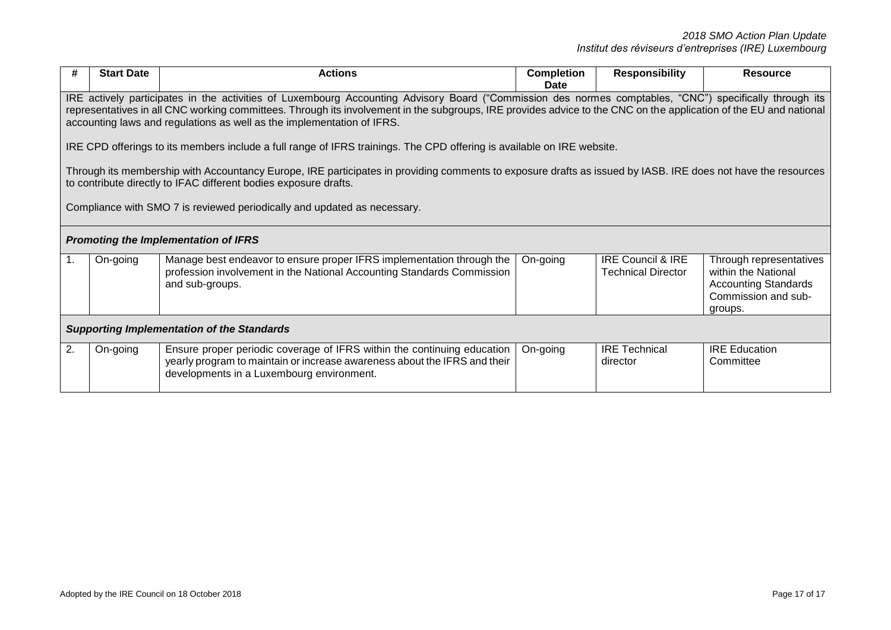| # | Start Date | Actions | Completion Date | Responsibility | Resource |
|---|---|---|---|---|---|
| IRE actively participates in the activities of Luxembourg Accounting Advisory Board ("Commission des normes comptables, "CNC") specifically through its representatives in all CNC working committees. Through its involvement in the subgroups, IRE provides advice to the CNC on the application of the EU and national accounting laws and regulations as well as the implementation of IFRS.<br><br>IRE CPD offerings to its members include a full range of IFRS trainings. The CPD offering is available on IRE website.<br><br>Through its membership with Accountancy Europe, IRE participates in providing comments to exposure drafts as issued by IASB. IRE does not have the resources to contribute directly to IFAC different bodies exposure drafts.<br><br>Compliance with SMO 7 is reviewed periodically and updated as necessary. | | | | | |
| ***Promoting the Implementation of IFRS*** | | | | | |
| 1. | On-going | Manage best endeavor to ensure proper IFRS implementation through the profession involvement in the National Accounting Standards Commission and sub-groups. | On-going | IRE Council & IRE Technical Director | Through representatives within the National Accounting Standards Commission and sub-groups. |
| ***Supporting Implementation of the Standards*** | | | | | |
| 2. | On-going | Ensure proper periodic coverage of IFRS within the continuing education yearly program to maintain or increase awareness about the IFRS and their developments in a Luxembourg environment. | On-going | IRE Technical director | IRE Education Committee |

Adopted by the IRE Council on 18 October 2018